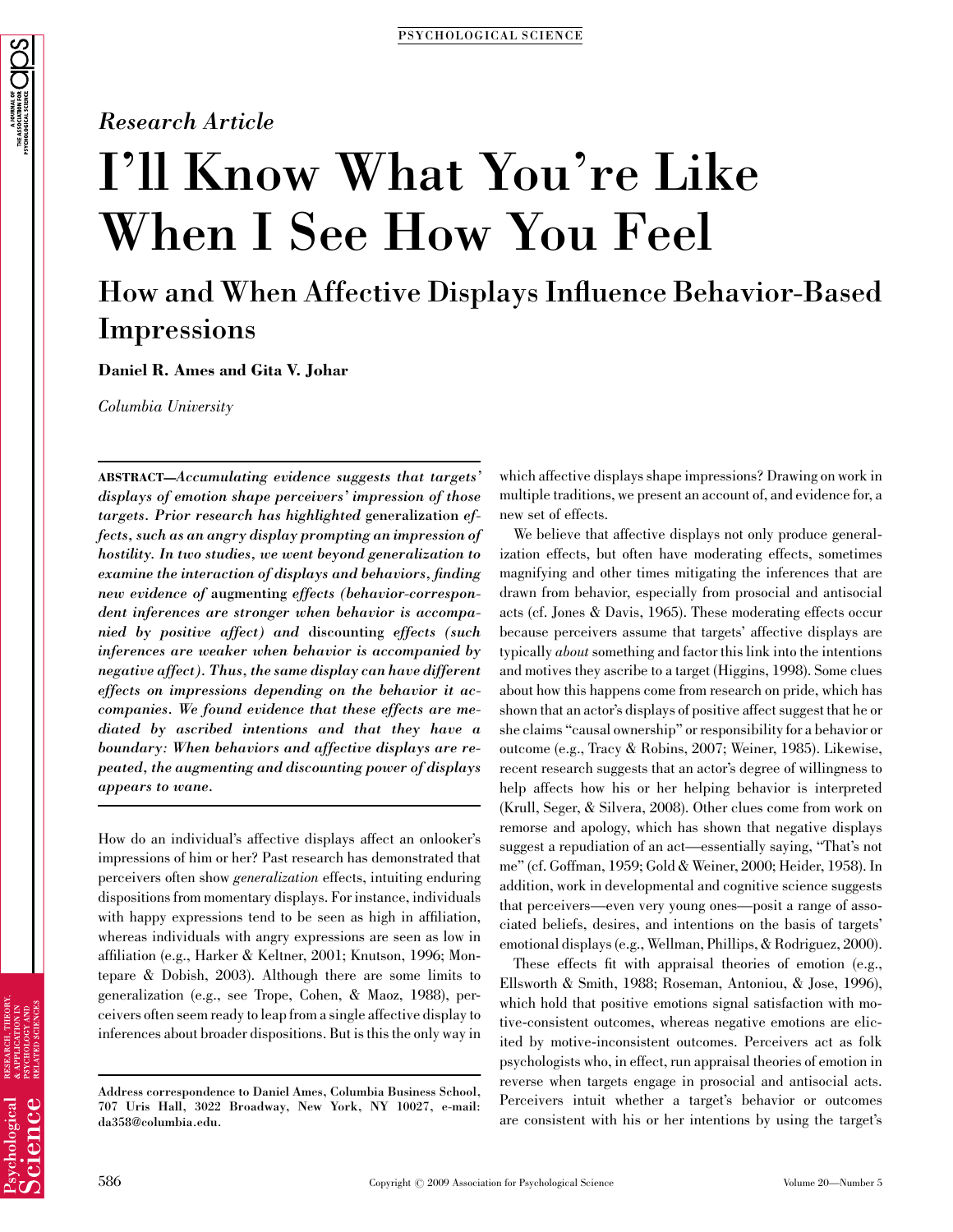*Research Article*

# I'll Know What You're Like When I See How You Feel

## How and When Affective Displays Influence Behavior-Based Impressions

**Daniel R. Ames and Gita V. Johar**

*Columbia University*

ABSTRACT—*Accumulating evidence suggests that targets' displays of emotion shape perceivers' impression of those targets. Prior research has highlighted* generalization *effects, such as an angry display prompting an impression of hostility. In two studies, we went beyond generalization to examine the interaction of displays and behaviors, finding new evidence of* augmenting *effects (behavior-correspondent inferences are stronger when behavior is accompanied by positive affect) and* discounting *effects (such inferences are weaker when behavior is accompanied by negative affect). Thus, the same display can have different effects on impressions depending on the behavior it accompanies. We found evidence that these effects are mediated by ascribed intentions and that they have a boundary: When behaviors and affective displays are repeated, the augmenting and discounting power of displays appears to wane.*

How do an individual's affective displays affect an onlooker's impressions of him or her? Past research has demonstrated that perceivers often show *generalization* effects, intuiting enduring dispositions from momentary displays. For instance, individuals with happy expressions tend to be seen as high in affiliation, whereas individuals with angry expressions are seen as low in affiliation (e.g., Harker & Keltner, 2001; Knutson, 1996; Montepare & Dobish, 2003). Although there are some limits to generalization (e.g., see Trope, Cohen, & Maoz, 1988), perceivers often seem ready to leap from a single affective display to inferences about broader dispositions. But is this the only way in which affective displays shape impressions? Drawing on work in multiple traditions, we present an account of, and evidence for, a new set of effects.

We believe that affective displays not only produce generalization effects, but often have moderating effects, sometimes magnifying and other times mitigating the inferences that are drawn from behavior, especially from prosocial and antisocial acts (cf. Jones & Davis, 1965). These moderating effects occur because perceivers assume that targets' affective displays are typically *about* something and factor this link into the intentions and motives they ascribe to a target (Higgins, 1998). Some clues about how this happens come from research on pride, which has shown that an actor's displays of positive affect suggest that he or she claims "causal ownership" or responsibility for a behavior or outcome (e.g., Tracy & Robins, 2007; Weiner, 1985). Likewise, recent research suggests that an actor's degree of willingness to help affects how his or her helping behavior is interpreted (Krull, Seger, & Silvera, 2008). Other clues come from work on remorse and apology, which has shown that negative displays suggest a repudiation of an act—essentially saying, "That's not me" (cf. Goffman, 1959; Gold & Weiner, 2000; Heider, 1958). In addition, work in developmental and cognitive science suggests that perceivers—even very young ones—posit a range of associated beliefs, desires, and intentions on the basis of targets' emotional displays (e.g., Wellman, Phillips, & Rodriguez, 2000).

These effects fit with appraisal theories of emotion (e.g., Ellsworth & Smith, 1988; Roseman, Antoniou, & Jose, 1996), which hold that positive emotions signal satisfaction with motive-consistent outcomes, whereas negative emotions are elicited by motive-inconsistent outcomes. Perceivers act as folk psychologists who, in effect, run appraisal theories of emotion in reverse when targets engage in prosocial and antisocial acts. Perceivers intuit whether a target's behavior or outcomes are consistent with his or her intentions by using the target's

Address correspondence to Daniel Ames, Columbia Business School, 707 Uris Hall, 3022 Broadway, New York, NY 10027, e-mail: da358@columbia.edu.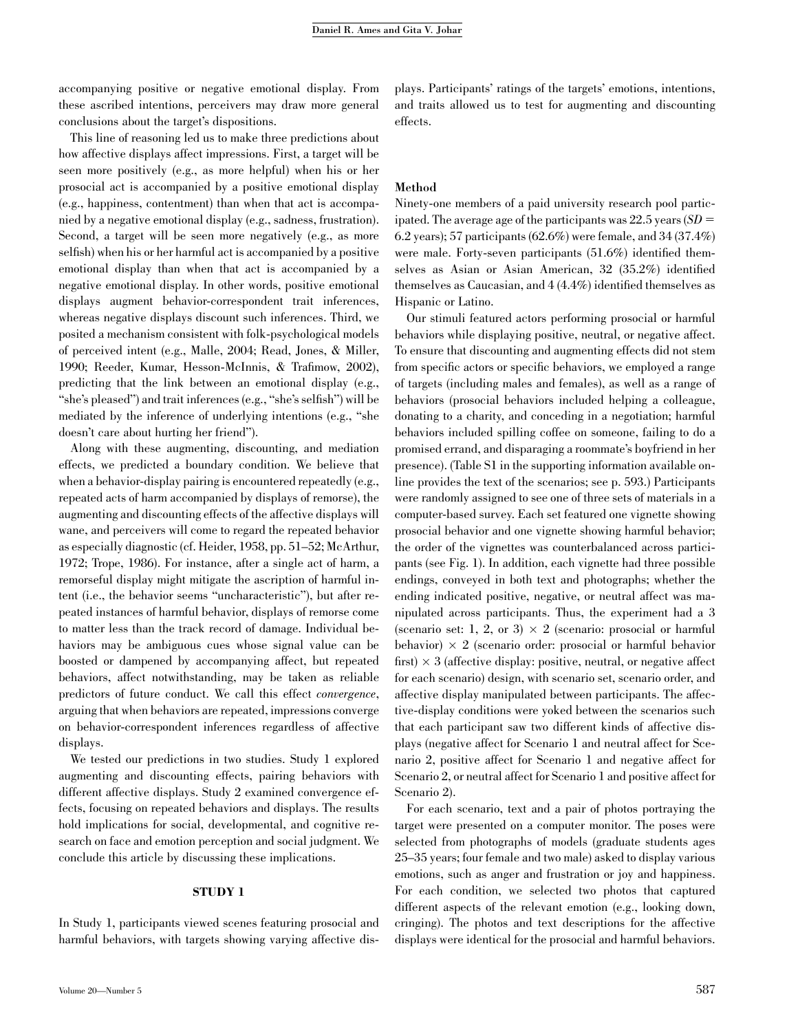accompanying positive or negative emotional display. From these ascribed intentions, perceivers may draw more general conclusions about the target's dispositions.

This line of reasoning led us to make three predictions about how affective displays affect impressions. First, a target will be seen more positively (e.g., as more helpful) when his or her prosocial act is accompanied by a positive emotional display (e.g., happiness, contentment) than when that act is accompanied by a negative emotional display (e.g., sadness, frustration). Second, a target will be seen more negatively (e.g., as more selfish) when his or her harmful act is accompanied by a positive emotional display than when that act is accompanied by a negative emotional display. In other words, positive emotional displays augment behavior-correspondent trait inferences, whereas negative displays discount such inferences. Third, we posited a mechanism consistent with folk-psychological models of perceived intent (e.g., Malle, 2004; Read, Jones, & Miller, 1990; Reeder, Kumar, Hesson-McInnis, & Trafimow, 2002), predicting that the link between an emotional display (e.g., "she's pleased") and trait inferences (e.g., "she's selfish") will be mediated by the inference of underlying intentions (e.g., "she doesn't care about hurting her friend").

Along with these augmenting, discounting, and mediation effects, we predicted a boundary condition. We believe that when a behavior-display pairing is encountered repeatedly (e.g., repeated acts of harm accompanied by displays of remorse), the augmenting and discounting effects of the affective displays will wane, and perceivers will come to regard the repeated behavior as especially diagnostic (cf. Heider, 1958, pp. 51–52; McArthur, 1972; Trope, 1986). For instance, after a single act of harm, a remorseful display might mitigate the ascription of harmful intent (i.e., the behavior seems "uncharacteristic"), but after repeated instances of harmful behavior, displays of remorse come to matter less than the track record of damage. Individual behaviors may be ambiguous cues whose signal value can be boosted or dampened by accompanying affect, but repeated behaviors, affect notwithstanding, may be taken as reliable predictors of future conduct. We call this effect *convergence*, arguing that when behaviors are repeated, impressions converge on behavior-correspondent inferences regardless of affective displays.

We tested our predictions in two studies. Study 1 explored augmenting and discounting effects, pairing behaviors with different affective displays. Study 2 examined convergence effects, focusing on repeated behaviors and displays. The results hold implications for social, developmental, and cognitive research on face and emotion perception and social judgment. We conclude this article by discussing these implications.

## STUDY 1

In Study 1, participants viewed scenes featuring prosocial and harmful behaviors, with targets showing varying affective displays. Participants' ratings of the targets' emotions, intentions, and traits allowed us to test for augmenting and discounting effects.

### Method

Ninety-one members of a paid university research pool participated. The average age of the participants was 22.5 years ($SD =$ 6.2 years); 57 participants (62.6%) were female, and 34 (37.4%) were male. Forty-seven participants (51.6%) identified themselves as Asian or Asian American, 32 (35.2%) identified themselves as Caucasian, and 4 (4.4%) identified themselves as Hispanic or Latino.

Our stimuli featured actors performing prosocial or harmful behaviors while displaying positive, neutral, or negative affect. To ensure that discounting and augmenting effects did not stem from specific actors or specific behaviors, we employed a range of targets (including males and females), as well as a range of behaviors (prosocial behaviors included helping a colleague, donating to a charity, and conceding in a negotiation; harmful behaviors included spilling coffee on someone, failing to do a promised errand, and disparaging a roommate's boyfriend in her presence). (Table S1 in the supporting information available online provides the text of the scenarios; see p. 593.) Participants were randomly assigned to see one of three sets of materials in a computer-based survey. Each set featured one vignette showing prosocial behavior and one vignette showing harmful behavior; the order of the vignettes was counterbalanced across participants (see Fig. 1). In addition, each vignette had three possible endings, conveyed in both text and photographs; whether the ending indicated positive, negative, or neutral affect was manipulated across participants. Thus, the experiment had a 3 (scenario set: 1, 2, or 3) × 2 (scenario: prosocial or harmful behavior) × 2 (scenario order: prosocial or harmful behavior first) × 3 (affective display: positive, neutral, or negative affect for each scenario) design, with scenario set, scenario order, and affective display manipulated between participants. The affective-display conditions were yoked between the scenarios such that each participant saw two different kinds of affective displays (negative affect for Scenario 1 and neutral affect for Scenario 2, positive affect for Scenario 1 and negative affect for Scenario 2, or neutral affect for Scenario 1 and positive affect for Scenario 2).

For each scenario, text and a pair of photos portraying the target were presented on a computer monitor. The poses were selected from photographs of models (graduate students ages 25–35 years; four female and two male) asked to display various emotions, such as anger and frustration or joy and happiness. For each condition, we selected two photos that captured different aspects of the relevant emotion (e.g., looking down, cringing). The photos and text descriptions for the affective displays were identical for the prosocial and harmful behaviors.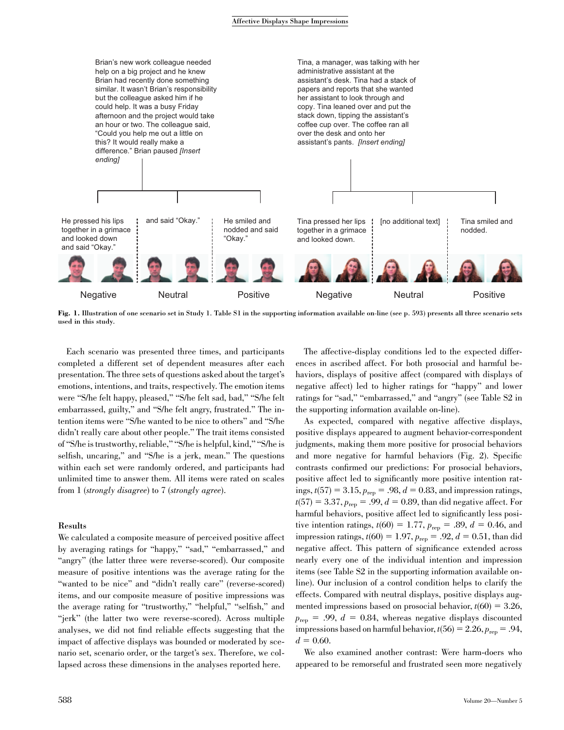Brian's new work colleague needed help on a big project and he knew Brian had recently done something similar. It wasn't Brian's responsibility but the colleague asked him if he could help. It was a busy Friday afternoon and the project would take an hour or two. The colleague said, "Could you help me out a little on this? It would really make a difference." Brian paused *[Insert ending]*

Tina, a manager, was talking with her administrative assistant at the assistant's desk. Tina had a stack of papers and reports that she wanted her assistant to look through and copy. Tina leaned over and put the stack down, tipping the assistant's coffee cup over. The coffee ran all over the desk and onto her assistant's pants. *[Insert ending]*

| Negative | Neutral | Positive | Negative | Neutral | Positive |
|---|---|---|---|---|---|
| He pressed his lips together in a grimace and looked down and said "Okay." | and said "Okay." | He smiled and nodded and said "Okay." | Tina pressed her lips together in a grimace and looked down. | [no additional text] | Tina smiled and nodded. |

**Fig. 1.** **Illustration of one scenario set in Study 1. Table S1 in the supporting information available on-line (see p. 593) presents all three scenario sets used in this study.**

Each scenario was presented three times, and participants completed a different set of dependent measures after each presentation. The three sets of questions asked about the target's emotions, intentions, and traits, respectively. The emotion items were "S/he felt happy, pleased," "S/he felt sad, bad," "S/he felt embarrassed, guilty," and "S/he felt angry, frustrated." The intention items were "S/he wanted to be nice to others" and "S/he didn't really care about other people." The trait items consisted of "S/he is trustworthy, reliable," "S/he is helpful, kind," "S/he is selfish, uncaring," and "S/he is a jerk, mean." The questions within each set were randomly ordered, and participants had unlimited time to answer them. All items were rated on scales from 1 (*strongly disagree*) to 7 (*strongly agree*).

### Results

We calculated a composite measure of perceived positive affect by averaging ratings for "happy," "sad," "embarrassed," and "angry" (the latter three were reverse-scored). Our composite measure of positive intentions was the average rating for the "wanted to be nice" and "didn't really care" (reverse-scored) items, and our composite measure of positive impressions was the average rating for "trustworthy," "helpful," "selfish," and "jerk" (the latter two were reverse-scored). Across multiple analyses, we did not find reliable effects suggesting that the impact of affective displays was bounded or moderated by scenario set, scenario order, or the target's sex. Therefore, we collapsed across these dimensions in the analyses reported here.

The affective-display conditions led to the expected differences in ascribed affect. For both prosocial and harmful behaviors, displays of positive affect (compared with displays of negative affect) led to higher ratings for "happy" and lower ratings for "sad," "embarrassed," and "angry" (see Table S2 in the supporting information available on-line).

As expected, compared with negative affective displays, positive displays appeared to augment behavior-correspondent judgments, making them more positive for prosocial behaviors and more negative for harmful behaviors (Fig. 2). Specific contrasts confirmed our predictions: For prosocial behaviors, positive affect led to significantly more positive intention ratings, $t(57) = 3.15$, $p_{rep} = .98$, $d = 0.83$, and impression ratings, $t(57) = 3.37$, $p_{rep} = .99$, $d = 0.89$, than did negative affect. For harmful behaviors, positive affect led to significantly less positive intention ratings, $t(60) = 1.77$, $p_{rep} = .89$, $d = 0.46$, and impression ratings, $t(60) = 1.97$, $p_{rep} = .92$, $d = 0.51$, than did negative affect. This pattern of significance extended across nearly every one of the individual intention and impression items (see Table S2 in the supporting information available on-line). Our inclusion of a control condition helps to clarify the effects. Compared with neutral displays, positive displays augmented impressions based on prosocial behavior, $t(60) = 3.26$, $p_{rep} = .99$, $d = 0.84$, whereas negative displays discounted impressions based on harmful behavior, $t(56) = 2.26$, $p_{rep} = .94$, $d = 0.60$.

We also examined another contrast: Were harm-doers who appeared to be remorseful and frustrated seen more negatively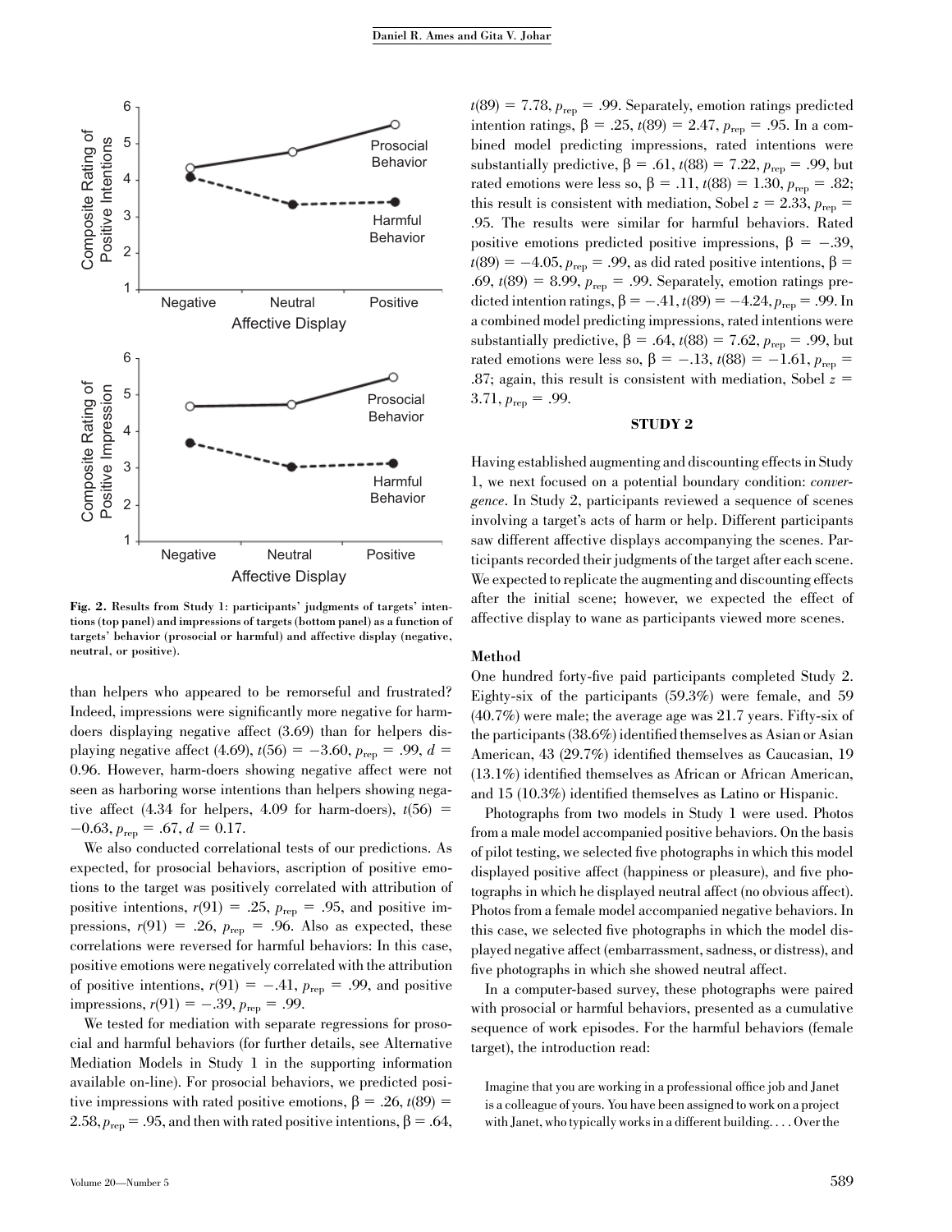Fig. 2. Results from Study 1: participants' judgments of targets' intentions (top panel) and impressions of targets (bottom panel) as a function of targets' behavior (prosocial or harmful) and affective display (negative, neutral, or positive).

than helpers who appeared to be remorseful and frustrated? Indeed, impressions were significantly more negative for harm-doers displaying negative affect (3.69) than for helpers displaying negative affect (4.69), $t(56) = -3.60$, $p_{rep} = .99$, $d = 0.96$. However, harm-doers showing negative affect were not seen as harboring worse intentions than helpers showing negative affect (4.34 for helpers, 4.09 for harm-doers), $t(56) = -0.63$, $p_{rep} = .67$, $d = 0.17$.

We also conducted correlational tests of our predictions. As expected, for prosocial behaviors, ascription of positive emotions to the target was positively correlated with attribution of positive intentions, $r(91) = .25$, $p_{rep} = .95$, and positive impressions, $r(91) = .26$, $p_{rep} = .96$. Also as expected, these correlations were reversed for harmful behaviors: In this case, positive emotions were negatively correlated with the attribution of positive intentions, $r(91) = -.41$, $p_{rep} = .99$, and positive impressions, $r(91) = -.39$, $p_{rep} = .99$.

We tested for mediation with separate regressions for prosocial and harmful behaviors (for further details, see Alternative Mediation Models in Study 1 in the supporting information available on-line). For prosocial behaviors, we predicted positive impressions with rated positive emotions, $\beta = .26$, $t(89) = 2.58$, $p_{rep} = .95$, and then with rated positive intentions, $\beta = .64$, $t(89) = 7.78$, $p_{rep} = .99$. Separately, emotion ratings predicted intention ratings, $\beta = .25$, $t(89) = 2.47$, $p_{rep} = .95$. In a combined model predicting impressions, rated intentions were substantially predictive, $\beta = .61$, $t(88) = 7.22$, $p_{rep} = .99$, but rated emotions were less so, $\beta = .11$, $t(88) = 1.30$, $p_{rep} = .82$; this result is consistent with mediation, Sobel $z = 2.33$, $p_{rep} = .95$. The results were similar for harmful behaviors. Rated positive emotions predicted positive impressions, $\beta = -.39$, $t(89) = -4.05$, $p_{rep} = .99$, as did rated positive intentions, $\beta = .69$, $t(89) = 8.99$, $p_{rep} = .99$. Separately, emotion ratings predicted intention ratings, $\beta = -.41$, $t(89) = -4.24$, $p_{rep} = .99$. In a combined model predicting impressions, rated intentions were substantially predictive, $\beta = .64$, $t(88) = 7.62$, $p_{rep} = .99$, but rated emotions were less so, $\beta = -.13$, $t(88) = -1.61$, $p_{rep} = .87$; again, this result is consistent with mediation, Sobel $z = 3.71$, $p_{rep} = .99$.

## STUDY 2

Having established augmenting and discounting effects in Study 1, we next focused on a potential boundary condition: *convergence*. In Study 2, participants reviewed a sequence of scenes involving a target's acts of harm or help. Different participants saw different affective displays accompanying the scenes. Participants recorded their judgments of the target after each scene. We expected to replicate the augmenting and discounting effects after the initial scene; however, we expected the effect of affective display to wane as participants viewed more scenes.

### Method

One hundred forty-five paid participants completed Study 2. Eighty-six of the participants (59.3%) were female, and 59 (40.7%) were male; the average age was 21.7 years. Fifty-six of the participants (38.6%) identified themselves as Asian or Asian American, 43 (29.7%) identified themselves as Caucasian, 19 (13.1%) identified themselves as African or African American, and 15 (10.3%) identified themselves as Latino or Hispanic.

Photographs from two models in Study 1 were used. Photos from a male model accompanied positive behaviors. On the basis of pilot testing, we selected five photographs in which this model displayed positive affect (happiness or pleasure), and five photographs in which he displayed neutral affect (no obvious affect). Photos from a female model accompanied negative behaviors. In this case, we selected five photographs in which the model displayed negative affect (embarrassment, sadness, or distress), and five photographs in which she showed neutral affect.

In a computer-based survey, these photographs were paired with prosocial or harmful behaviors, presented as a cumulative sequence of work episodes. For the harmful behaviors (female target), the introduction read:

> Imagine that you are working in a professional office job and Janet is a colleague of yours. You have been assigned to work on a project with Janet, who typically works in a different building. . . . Over the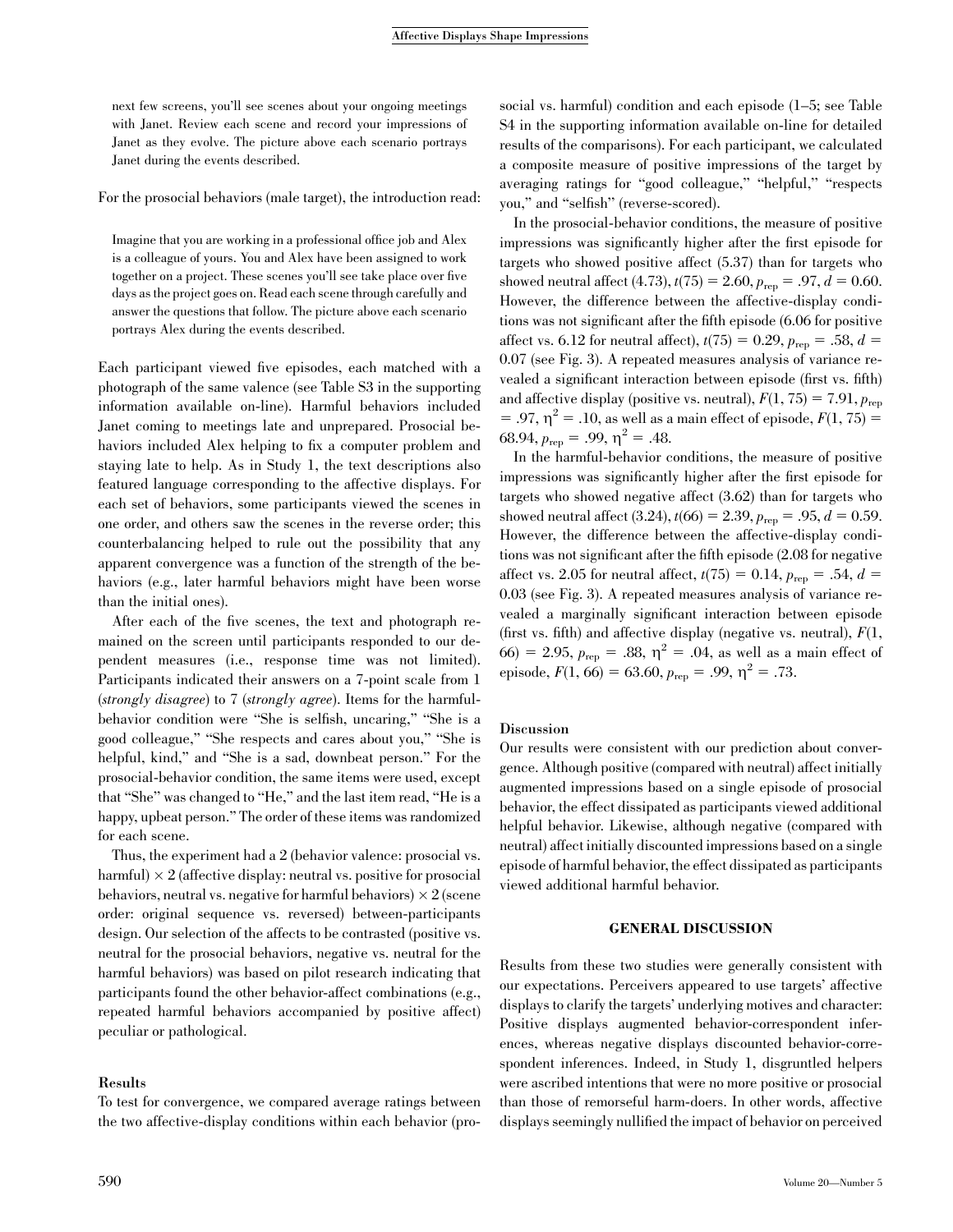next few screens, you'll see scenes about your ongoing meetings with Janet. Review each scene and record your impressions of Janet as they evolve. The picture above each scenario portrays Janet during the events described.

For the prosocial behaviors (male target), the introduction read:

> Imagine that you are working in a professional office job and Alex is a colleague of yours. You and Alex have been assigned to work together on a project. These scenes you'll see take place over five days as the project goes on. Read each scene through carefully and answer the questions that follow. The picture above each scenario portrays Alex during the events described.

Each participant viewed five episodes, each matched with a photograph of the same valence (see Table S3 in the supporting information available on-line). Harmful behaviors included Janet coming to meetings late and unprepared. Prosocial behaviors included Alex helping to fix a computer problem and staying late to help. As in Study 1, the text descriptions also featured language corresponding to the affective displays. For each set of behaviors, some participants viewed the scenes in one order, and others saw the scenes in the reverse order; this counterbalancing helped to rule out the possibility that any apparent convergence was a function of the strength of the behaviors (e.g., later harmful behaviors might have been worse than the initial ones).

After each of the five scenes, the text and photograph remained on the screen until participants responded to our dependent measures (i.e., response time was not limited). Participants indicated their answers on a 7-point scale from 1 (*strongly disagree*) to 7 (*strongly agree*). Items for the harmful-behavior condition were "She is selfish, uncaring," "She is a good colleague," "She respects and cares about you," "She is helpful, kind," and "She is a sad, downbeat person." For the prosocial-behavior condition, the same items were used, except that "She" was changed to "He," and the last item read, "He is a happy, upbeat person." The order of these items was randomized for each scene.

Thus, the experiment had a 2 (behavior valence: prosocial vs. harmful) × 2 (affective display: neutral vs. positive for prosocial behaviors, neutral vs. negative for harmful behaviors) × 2 (scene order: original sequence vs. reversed) between-participants design. Our selection of the affects to be contrasted (positive vs. neutral for the prosocial behaviors, negative vs. neutral for the harmful behaviors) was based on pilot research indicating that participants found the other behavior-affect combinations (e.g., repeated harmful behaviors accompanied by positive affect) peculiar or pathological.

### Results

To test for convergence, we compared average ratings between the two affective-display conditions within each behavior (prosocial vs. harmful) condition and each episode (1–5; see Table S4 in the supporting information available on-line for detailed results of the comparisons). For each participant, we calculated a composite measure of positive impressions of the target by averaging ratings for "good colleague," "helpful," "respects you," and "selfish" (reverse-scored).

In the prosocial-behavior conditions, the measure of positive impressions was significantly higher after the first episode for targets who showed positive affect (5.37) than for targets who showed neutral affect (4.73), $t(75) = 2.60$, $p_{\text{rep}} = .97$, $d = 0.60$. However, the difference between the affective-display conditions was not significant after the fifth episode (6.06 for positive affect vs. 6.12 for neutral affect), $t(75) = 0.29$, $p_{\text{rep}} = .58$, $d = 0.07$ (see Fig. 3). A repeated measures analysis of variance revealed a significant interaction between episode (first vs. fifth) and affective display (positive vs. neutral), $F(1, 75) = 7.91$, $p_{\text{rep}} = .97$, $\eta^2 = .10$, as well as a main effect of episode, $F(1, 75) = 68.94$, $p_{\text{rep}} = .99$, $\eta^2 = .48$.

In the harmful-behavior conditions, the measure of positive impressions was significantly higher after the first episode for targets who showed negative affect (3.62) than for targets who showed neutral affect (3.24), $t(66) = 2.39$, $p_{\text{rep}} = .95$, $d = 0.59$. However, the difference between the affective-display conditions was not significant after the fifth episode (2.08 for negative affect vs. 2.05 for neutral affect, $t(75) = 0.14$, $p_{\text{rep}} = .54$, $d = 0.03$ (see Fig. 3). A repeated measures analysis of variance revealed a marginally significant interaction between episode (first vs. fifth) and affective display (negative vs. neutral), $F(1, 66) = 2.95$, $p_{\text{rep}} = .88$, $\eta^2 = .04$, as well as a main effect of episode, $F(1, 66) = 63.60$, $p_{\text{rep}} = .99$, $\eta^2 = .73$.

### Discussion

Our results were consistent with our prediction about convergence. Although positive (compared with neutral) affect initially augmented impressions based on a single episode of prosocial behavior, the effect dissipated as participants viewed additional helpful behavior. Likewise, although negative (compared with neutral) affect initially discounted impressions based on a single episode of harmful behavior, the effect dissipated as participants viewed additional harmful behavior.

## GENERAL DISCUSSION

Results from these two studies were generally consistent with our expectations. Perceivers appeared to use targets' affective displays to clarify the targets' underlying motives and character: Positive displays augmented behavior-correspondent inferences, whereas negative displays discounted behavior-correspondent inferences. Indeed, in Study 1, disgruntled helpers were ascribed intentions that were no more positive or prosocial than those of remorseful harm-doers. In other words, affective displays seemingly nullified the impact of behavior on perceived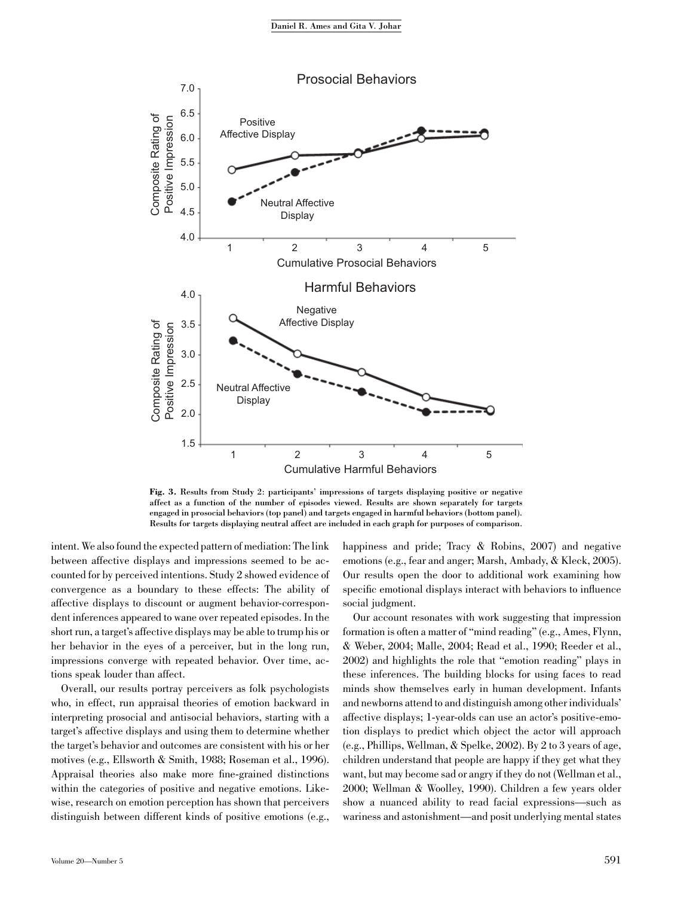**Fig. 3.** Results from Study 2: participants' impressions of targets displaying positive or negative affect as a function of the number of episodes viewed. Results are shown separately for targets engaged in prosocial behaviors (top panel) and targets engaged in harmful behaviors (bottom panel). Results for targets displaying neutral affect are included in each graph for purposes of comparison.

intent. We also found the expected pattern of mediation: The link between affective displays and impressions seemed to be accounted for by perceived intentions. Study 2 showed evidence of convergence as a boundary to these effects: The ability of affective displays to discount or augment behavior-correspondent inferences appeared to wane over repeated episodes. In the short run, a target's affective displays may be able to trump his or her behavior in the eyes of a perceiver, but in the long run, impressions converge with repeated behavior. Over time, actions speak louder than affect.

Overall, our results portray perceivers as folk psychologists who, in effect, run appraisal theories of emotion backward in interpreting prosocial and antisocial behaviors, starting with a target's affective displays and using them to determine whether the target's behavior and outcomes are consistent with his or her motives (e.g., Ellsworth & Smith, 1988; Roseman et al., 1996). Appraisal theories also make more fine-grained distinctions within the categories of positive and negative emotions. Likewise, research on emotion perception has shown that perceivers distinguish between different kinds of positive emotions (e.g., happiness and pride; Tracy & Robins, 2007) and negative emotions (e.g., fear and anger; Marsh, Ambady, & Kleck, 2005). Our results open the door to additional work examining how specific emotional displays interact with behaviors to influence social judgment.

Our account resonates with work suggesting that impression formation is often a matter of "mind reading" (e.g., Ames, Flynn, & Weber, 2004; Malle, 2004; Read et al., 1990; Reeder et al., 2002) and highlights the role that "emotion reading" plays in these inferences. The building blocks for using faces to read minds show themselves early in human development. Infants and newborns attend to and distinguish among other individuals' affective displays; 1-year-olds can use an actor's positive-emotion displays to predict which object the actor will approach (e.g., Phillips, Wellman, & Spelke, 2002). By 2 to 3 years of age, children understand that people are happy if they get what they want, but may become sad or angry if they do not (Wellman et al., 2000; Wellman & Woolley, 1990). Children a few years older show a nuanced ability to read facial expressions—such as wariness and astonishment—and posit underlying mental states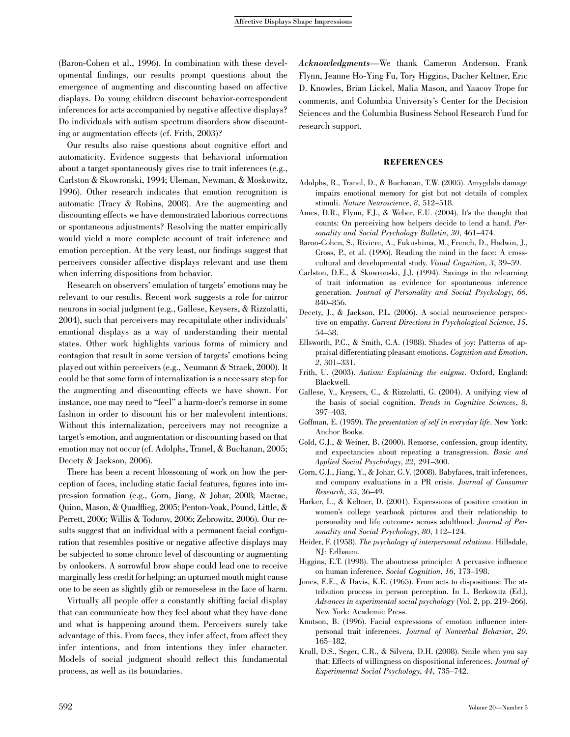(Baron-Cohen et al., 1996). In combination with these developmental findings, our results prompt questions about the emergence of augmenting and discounting based on affective displays. Do young children discount behavior-correspondent inferences for acts accompanied by negative affective displays? Do individuals with autism spectrum disorders show discounting or augmentation effects (cf. Frith, 2003)?

Our results also raise questions about cognitive effort and automaticity. Evidence suggests that behavioral information about a target spontaneously gives rise to trait inferences (e.g., Carlston & Skowronski, 1994; Uleman, Newman, & Moskowitz, 1996). Other research indicates that emotion recognition is automatic (Tracy & Robins, 2008). Are the augmenting and discounting effects we have demonstrated laborious corrections or spontaneous adjustments? Resolving the matter empirically would yield a more complete account of trait inference and emotion perception. At the very least, our findings suggest that perceivers consider affective displays relevant and use them when inferring dispositions from behavior.

Research on observers' emulation of targets' emotions may be relevant to our results. Recent work suggests a role for mirror neurons in social judgment (e.g., Gallese, Keysers, & Rizzolatti, 2004), such that perceivers may recapitulate other individuals' emotional displays as a way of understanding their mental states. Other work highlights various forms of mimicry and contagion that result in some version of targets' emotions being played out within perceivers (e.g., Neumann & Strack, 2000). It could be that some form of internalization is a necessary step for the augmenting and discounting effects we have shown. For instance, one may need to "feel" a harm-doer's remorse in some fashion in order to discount his or her malevolent intentions. Without this internalization, perceivers may not recognize a target's emotion, and augmentation or discounting based on that emotion may not occur (cf. Adolphs, Tranel, & Buchanan, 2005; Decety & Jackson, 2006).

There has been a recent blossoming of work on how the perception of faces, including static facial features, figures into impression formation (e.g., Gorn, Jiang, & Johar, 2008; Macrae, Quinn, Mason, & Quadflieg, 2005; Penton-Voak, Pound, Little, & Perrett, 2006; Willis & Todorov, 2006; Zebrowitz, 2006). Our results suggest that an individual with a permanent facial configuration that resembles positive or negative affective displays may be subjected to some chronic level of discounting or augmenting by onlookers. A sorrowful brow shape could lead one to receive marginally less credit for helping; an upturned mouth might cause one to be seen as slightly glib or remorseless in the face of harm.

Virtually all people offer a constantly shifting facial display that can communicate how they feel about what they have done and what is happening around them. Perceivers surely take advantage of this. From faces, they infer affect, from affect they infer intentions, and from intentions they infer character. Models of social judgment should reflect this fundamental process, as well as its boundaries.

***Acknowledgments***—We thank Cameron Anderson, Frank Flynn, Jeanne Ho-Ying Fu, Tory Higgins, Dacher Keltner, Eric D. Knowles, Brian Lickel, Malia Mason, and Yaacov Trope for comments, and Columbia University's Center for the Decision Sciences and the Columbia Business School Research Fund for research support.

## REFERENCES

Adolphs, R., Tranel, D., & Buchanan, T.W. (2005). Amygdala damage impairs emotional memory for gist but not details of complex stimuli. *Nature Neuroscience*, *8*, 512–518.

Ames, D.R., Flynn, F.J., & Weber, E.U. (2004). It's the thought that counts: On perceiving how helpers decide to lend a hand. *Personality and Social Psychology Bulletin*, *30*, 461–474.

Baron-Cohen, S., Riviere, A., Fukushima, M., French, D., Hadwin, J., Cross, P., et al. (1996). Reading the mind in the face: A cross-cultural and developmental study. *Visual Cognition*, *3*, 39–59.

Carlston, D.E., & Skowronski, J.J. (1994). Savings in the relearning of trait information as evidence for spontaneous inference generation. *Journal of Personality and Social Psychology*, *66*, 840–856.

Decety, J., & Jackson, P.L. (2006). A social neuroscience perspective on empathy. *Current Directions in Psychological Science*, *15*, 54–58.

Ellsworth, P.C., & Smith, C.A. (1988). Shades of joy: Patterns of appraisal differentiating pleasant emotions. *Cognition and Emotion*, *2*, 301–331.

Frith, U. (2003). *Autism: Explaining the enigma*. Oxford, England: Blackwell.

Gallese, V., Keysers, C., & Rizzolatti, G. (2004). A unifying view of the basis of social cognition. *Trends in Cognitive Sciences*, *8*, 397–403.

Goffman, E. (1959). *The presentation of self in everyday life*. New York: Anchor Books.

Gold, G.J., & Weiner, B. (2000). Remorse, confession, group identity, and expectancies about repeating a transgression. *Basic and Applied Social Psychology*, *22*, 291–300.

Gorn, G.J., Jiang, Y., & Johar, G.V. (2008). Babyfaces, trait inferences, and company evaluations in a PR crisis. *Journal of Consumer Research*, *35*, 36–49.

Harker, L., & Keltner, D. (2001). Expressions of positive emotion in women's college yearbook pictures and their relationship to personality and life outcomes across adulthood. *Journal of Personality and Social Psychology*, *80*, 112–124.

Heider, F. (1958). *The psychology of interpersonal relations*. Hillsdale, NJ: Erlbaum.

Higgins, E.T. (1998). The aboutness principle: A pervasive influence on human inference. *Social Cognition*, *16*, 173–198.

Jones, E.E., & Davis, K.E. (1965). From acts to dispositions: The attribution process in person perception. In L. Berkowitz (Ed.), *Advances in experimental social psychology* (Vol. 2, pp. 219–266). New York: Academic Press.

Knutson, B. (1996). Facial expressions of emotion influence interpersonal trait inferences. *Journal of Nonverbal Behavior*, *20*, 165–182.

Krull, D.S., Seger, C.R., & Silvera, D.H. (2008). Smile when you say that: Effects of willingness on dispositional inferences. *Journal of Experimental Social Psychology*, *44*, 735–742.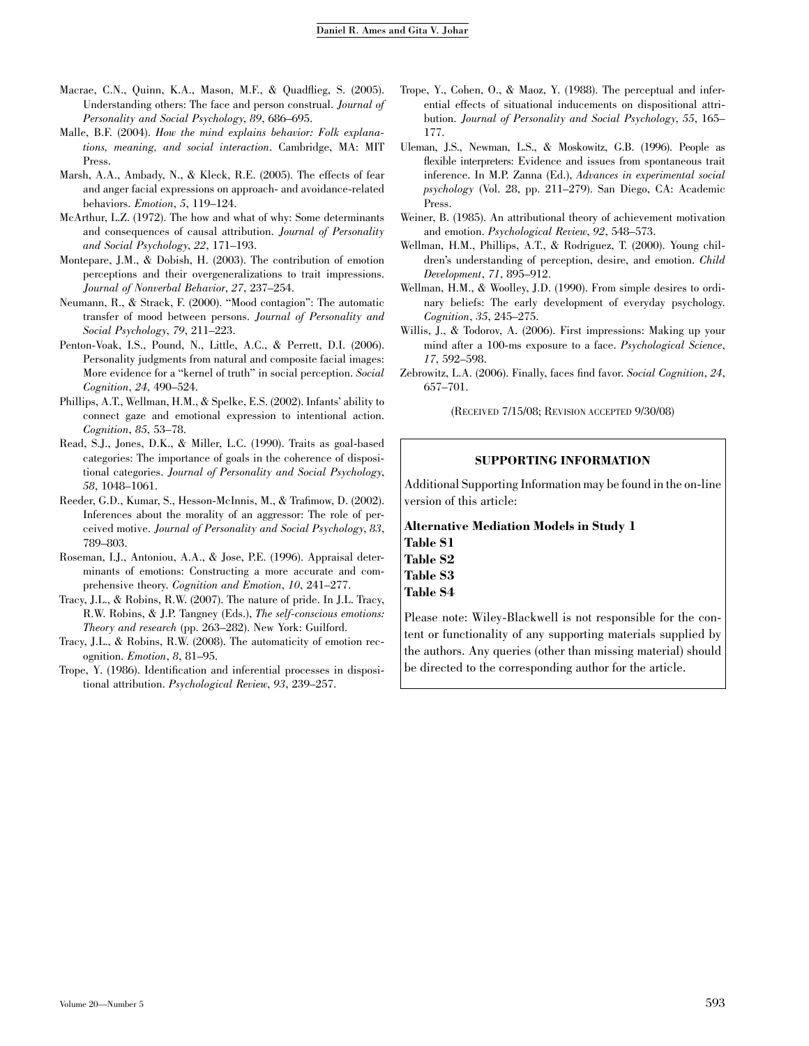Macrae, C.N., Quinn, K.A., Mason, M.F., & Quadflieg, S. (2005). Understanding others: The face and person construal. *Journal of Personality and Social Psychology*, *89*, 686–695.

Malle, B.F. (2004). *How the mind explains behavior: Folk explanations, meaning, and social interaction*. Cambridge, MA: MIT Press.

Marsh, A.A., Ambady, N., & Kleck, R.E. (2005). The effects of fear and anger facial expressions on approach- and avoidance-related behaviors. *Emotion*, *5*, 119–124.

McArthur, L.Z. (1972). The how and what of why: Some determinants and consequences of causal attribution. *Journal of Personality and Social Psychology*, *22*, 171–193.

Montepare, J.M., & Dobish, H. (2003). The contribution of emotion perceptions and their overgeneralizations to trait impressions. *Journal of Nonverbal Behavior*, *27*, 237–254.

Neumann, R., & Strack, F. (2000). "Mood contagion": The automatic transfer of mood between persons. *Journal of Personality and Social Psychology*, *79*, 211–223.

Penton-Voak, I.S., Pound, N., Little, A.C., & Perrett, D.I. (2006). Personality judgments from natural and composite facial images: More evidence for a "kernel of truth" in social perception. *Social Cognition*, *24*, 490–524.

Phillips, A.T., Wellman, H.M., & Spelke, E.S. (2002). Infants' ability to connect gaze and emotional expression to intentional action. *Cognition*, *85*, 53–78.

Read, S.J., Jones, D.K., & Miller, L.C. (1990). Traits as goal-based categories: The importance of goals in the coherence of dispositional categories. *Journal of Personality and Social Psychology*, *58*, 1048–1061.

Reeder, G.D., Kumar, S., Hesson-McInnis, M., & Trafimow, D. (2002). Inferences about the morality of an aggressor: The role of perceived motive. *Journal of Personality and Social Psychology*, *83*, 789–803.

Roseman, I.J., Antoniou, A.A., & Jose, P.E. (1996). Appraisal determinants of emotions: Constructing a more accurate and comprehensive theory. *Cognition and Emotion*, *10*, 241–277.

Tracy, J.L., & Robins, R.W. (2007). The nature of pride. In J.L. Tracy, R.W. Robins, & J.P. Tangney (Eds.), *The self-conscious emotions: Theory and research* (pp. 263–282). New York: Guilford.

Tracy, J.L., & Robins, R.W. (2008). The automaticity of emotion recognition. *Emotion*, *8*, 81–95.

Trope, Y. (1986). Identification and inferential processes in dispositional attribution. *Psychological Review*, *93*, 239–257.

Trope, Y., Cohen, O., & Maoz, Y. (1988). The perceptual and inferential effects of situational inducements on dispositional attribution. *Journal of Personality and Social Psychology*, *55*, 165–177.

Uleman, J.S., Newman, L.S., & Moskowitz, G.B. (1996). People as flexible interpreters: Evidence and issues from spontaneous trait inference. In M.P. Zanna (Ed.), *Advances in experimental social psychology* (Vol. 28, pp. 211–279). San Diego, CA: Academic Press.

Weiner, B. (1985). An attributional theory of achievement motivation and emotion. *Psychological Review*, *92*, 548–573.

Wellman, H.M., Phillips, A.T., & Rodriguez, T. (2000). Young children's understanding of perception, desire, and emotion. *Child Development*, *71*, 895–912.

Wellman, H.M., & Woolley, J.D. (1990). From simple desires to ordinary beliefs: The early development of everyday psychology. *Cognition*, *35*, 245–275.

Willis, J., & Todorov, A. (2006). First impressions: Making up your mind after a 100-ms exposure to a face. *Psychological Science*, *17*, 592–598.

Zebrowitz, L.A. (2006). Finally, faces find favor. *Social Cognition*, *24*, 657–701.

(Received 7/15/08; Revision accepted 9/30/08)

**SUPPORTING INFORMATION**

Additional Supporting Information may be found in the on-line version of this article:

**Alternative Mediation Models in Study 1**

**Table S1**

**Table S2**

**Table S3**

**Table S4**

Please note: Wiley-Blackwell is not responsible for the content or functionality of any supporting materials supplied by the authors. Any queries (other than missing material) should be directed to the corresponding author for the article.